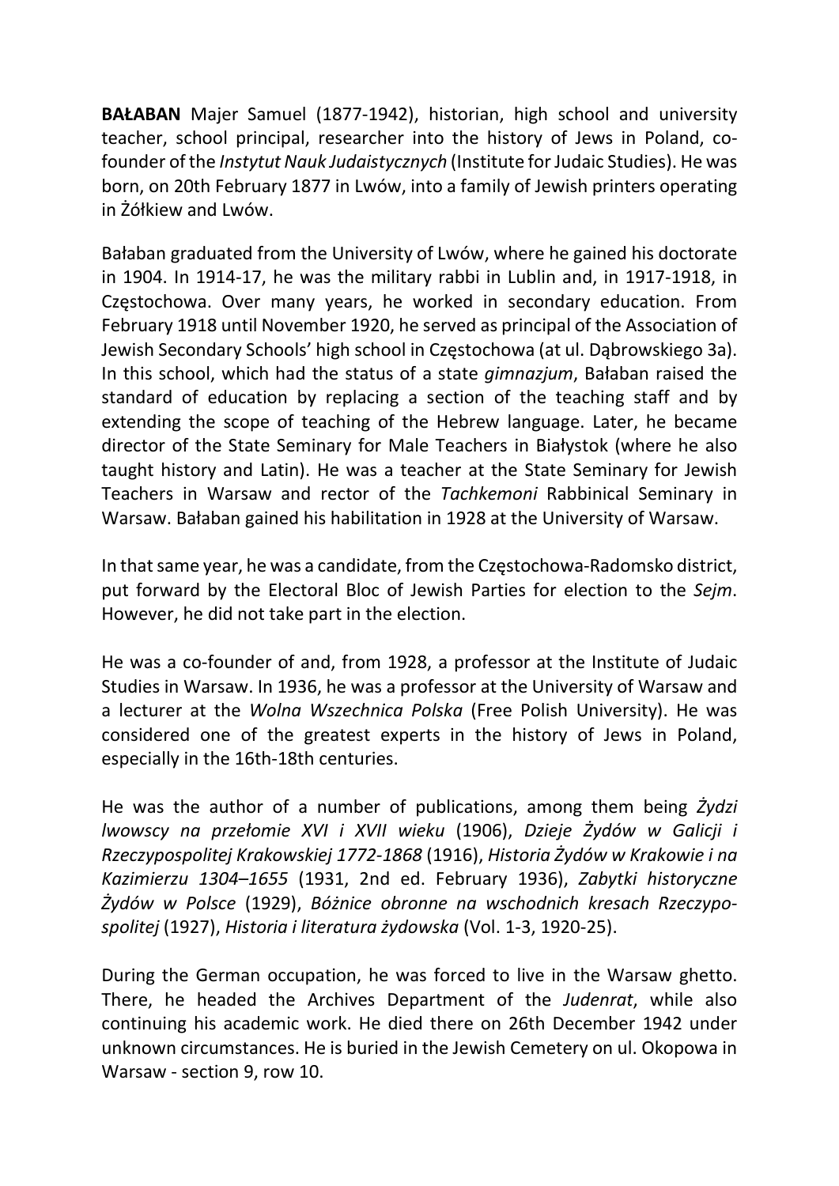**BAŁABAN** Majer Samuel (1877-1942), historian, high school and university teacher, school principal, researcher into the history of Jews in Poland, co-founder of the *Instytut Nauk Judaistycznych* (Institute for Judaic Studies). He was born, on 20th February 1877 in Lwów, into a family of Jewish printers operating in Żółkiew and Lwów.

Bałaban graduated from the University of Lwów, where he gained his doctorate in 1904. In 1914-17, he was the military rabbi in Lublin and, in 1917-1918, in Częstochowa. Over many years, he worked in secondary education. From February 1918 until November 1920, he served as principal of the Association of Jewish Secondary Schools' high school in Częstochowa (at ul. Dąbrowskiego 3a). In this school, which had the status of a state *gimnazjum*, Bałaban raised the standard of education by replacing a section of the teaching staff and by extending the scope of teaching of the Hebrew language. Later, he became director of the State Seminary for Male Teachers in Białystok (where he also taught history and Latin). He was a teacher at the State Seminary for Jewish Teachers in Warsaw and rector of the *Tachkemoni* Rabbinical Seminary in Warsaw. Bałaban gained his habilitation in 1928 at the University of Warsaw.

In that same year, he was a candidate, from the Częstochowa-Radomsko district, put forward by the Electoral Bloc of Jewish Parties for election to the *Sejm*. However, he did not take part in the election.

He was a co-founder of and, from 1928, a professor at the Institute of Judaic Studies in Warsaw. In 1936, he was a professor at the University of Warsaw and a lecturer at the *Wolna Wszechnica Polska* (Free Polish University). He was considered one of the greatest experts in the history of Jews in Poland, especially in the 16th-18th centuries.

He was the author of a number of publications, among them being *Żydzi lwowscy na przełomie XVI i XVII wieku* (1906), *Dzieje Żydów w Galicji i Rzeczypospolitej Krakowskiej 1772-1868* (1916), *Historia Żydów w Krakowie i na Kazimierzu 1304–1655* (1931, 2nd ed. February 1936), *Zabytki historyczne Żydów w Polsce* (1929), *Bóżnice obronne na wschodnich kresach Rzeczypospolitej* (1927), *Historia i literatura żydowska* (Vol. 1-3, 1920-25).

During the German occupation, he was forced to live in the Warsaw ghetto. There, he headed the Archives Department of the *Judenrat*, while also continuing his academic work. He died there on 26th December 1942 under unknown circumstances. He is buried in the Jewish Cemetery on ul. Okopowa in Warsaw - section 9, row 10.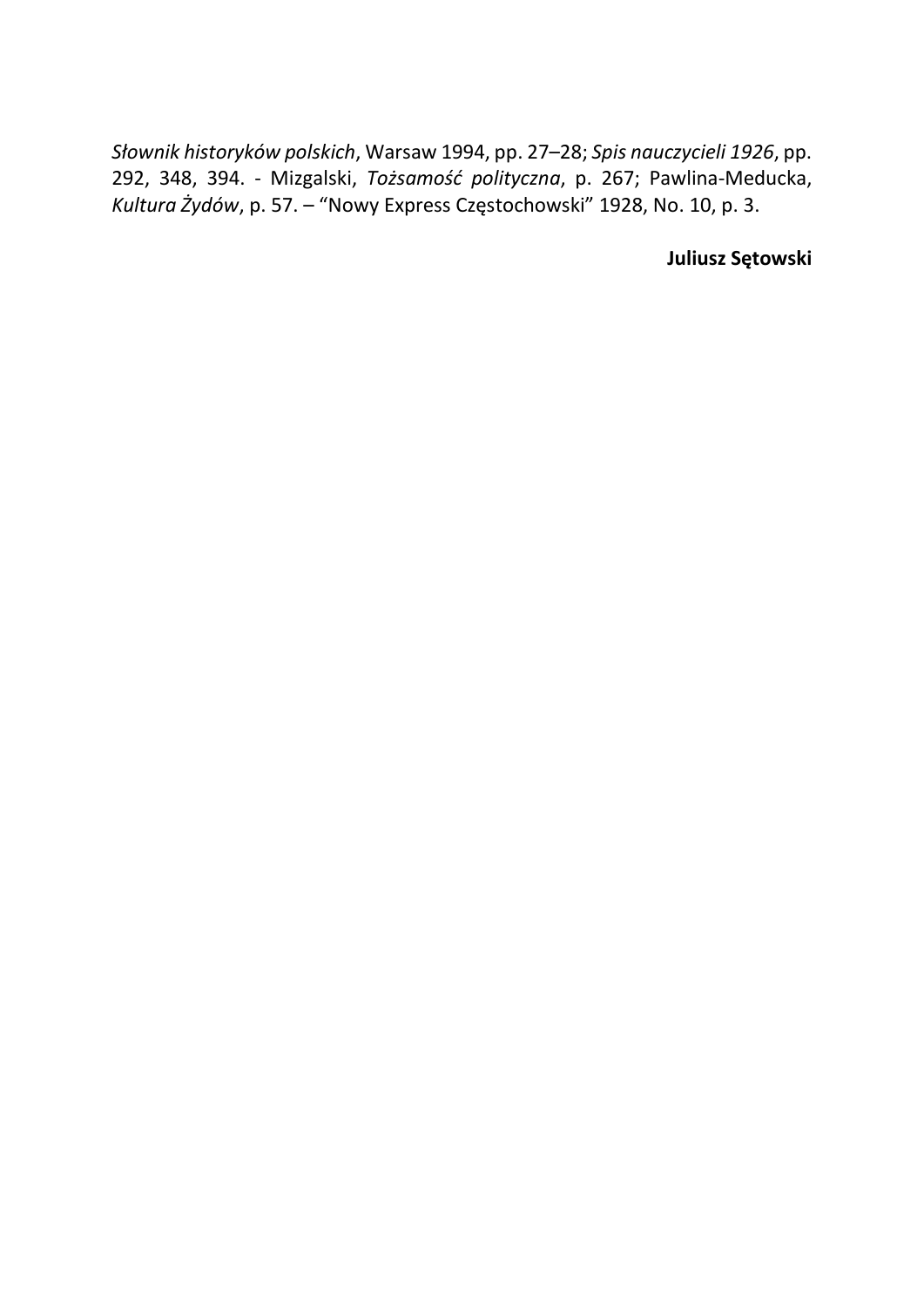*Słownik historyków polskich*, Warsaw 1994, pp. 27–28; *Spis nauczycieli 1926*, pp. 292, 348, 394. - Mizgalski, *Tożsamość polityczna*, p. 267; Pawlina-Meducka, *Kultura Żydów*, p. 57. – "Nowy Express Częstochowski" 1928, No. 10, p. 3.

**Juliusz Sętowski**